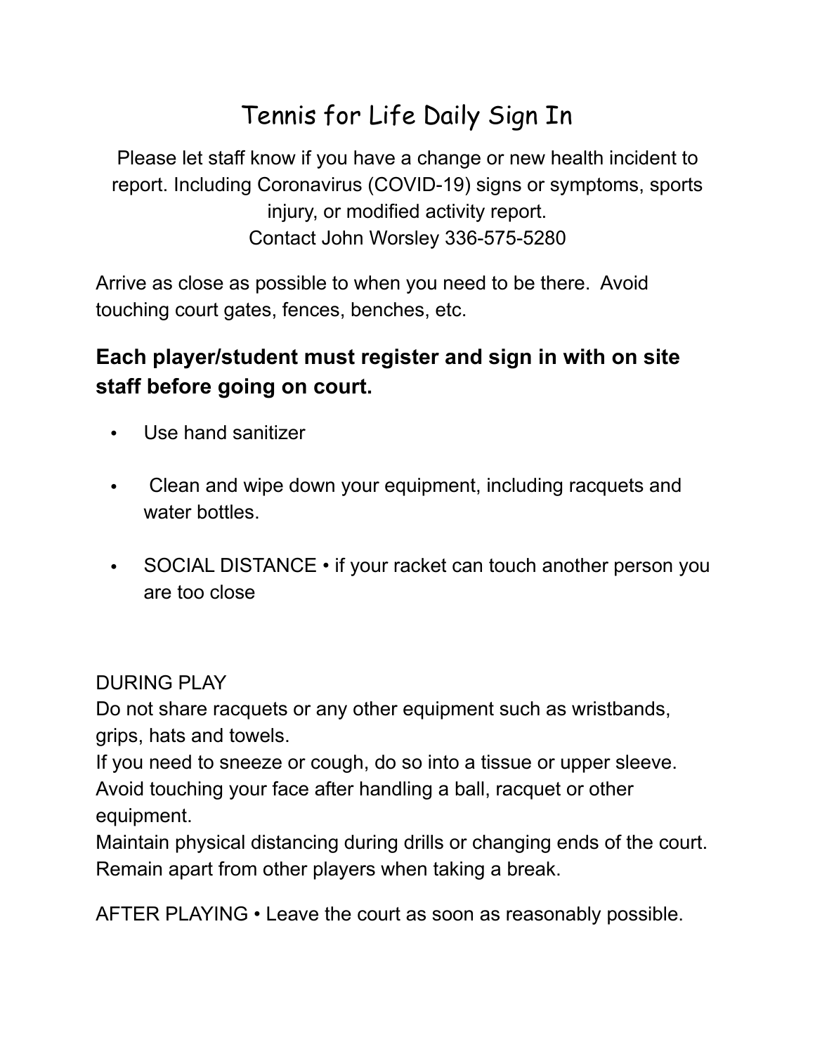# Tennis for Life Daily Sign In

Please let staff know if you have a change or new health incident to report. Including Coronavirus (COVID-19) signs or symptoms, sports injury, or modified activity report.
Contact John Worsley 336-575-5280

Arrive as close as possible to when you need to be there. Avoid touching court gates, fences, benches, etc.

### **Each player/student must register and sign in with on site staff before going on court.**

- Use hand sanitizer
- Clean and wipe down your equipment, including racquets and water bottles.
- SOCIAL DISTANCE • if your racket can touch another person you are too close

DURING PLAY
Do not share racquets or any other equipment such as wristbands, grips, hats and towels.
If you need to sneeze or cough, do so into a tissue or upper sleeve.
Avoid touching your face after handling a ball, racquet or other equipment.
Maintain physical distancing during drills or changing ends of the court.
Remain apart from other players when taking a break.

AFTER PLAYING • Leave the court as soon as reasonably possible.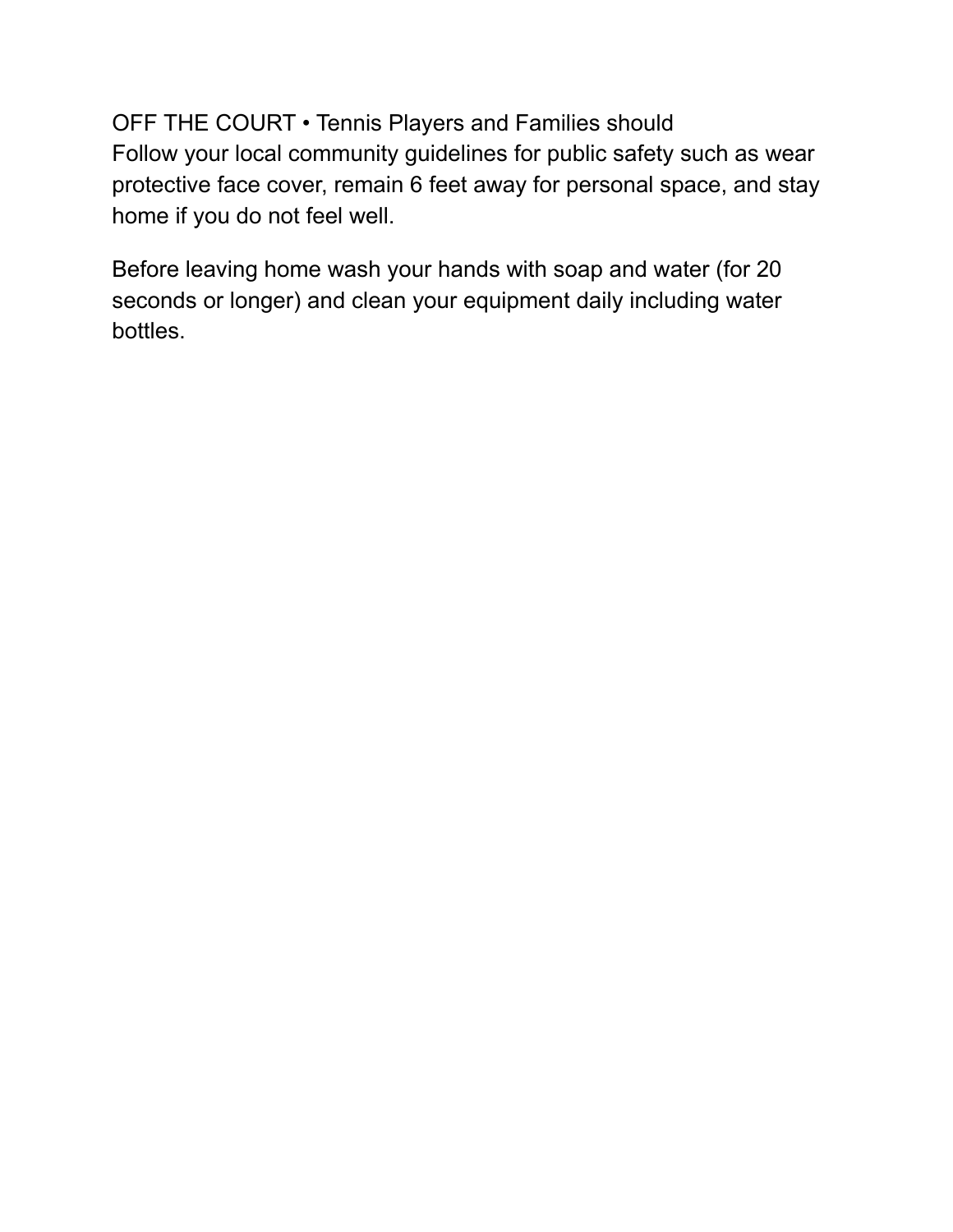OFF THE COURT • Tennis Players and Families should
Follow your local community guidelines for public safety such as wear protective face cover, remain 6 feet away for personal space, and stay home if you do not feel well.

Before leaving home wash your hands with soap and water (for 20 seconds or longer) and clean your equipment daily including water bottles.